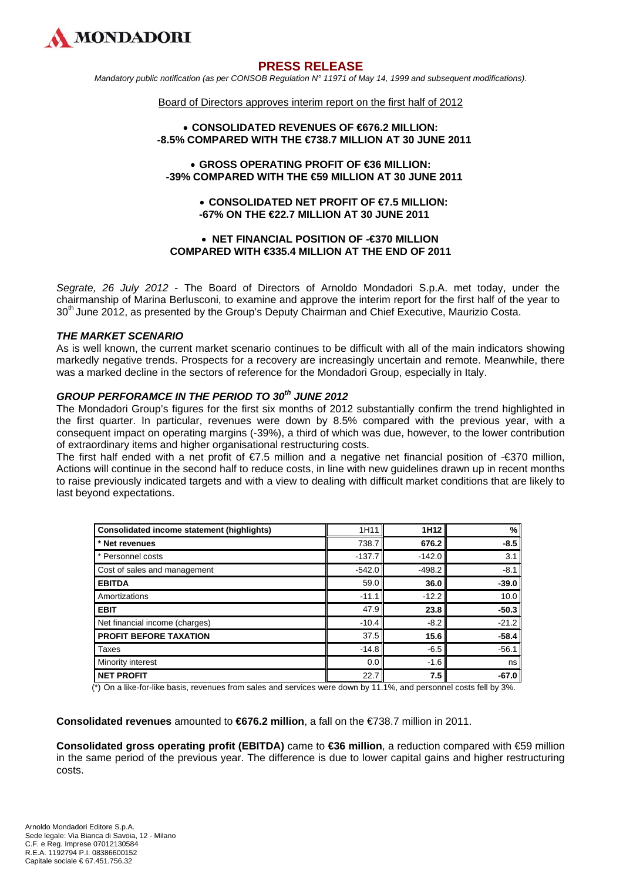MONDADORI

# PRESS RELEASE

*Mandatory public notification (as per CONSOB Regulation N° 11971 of May 14, 1999 and subsequent modifications).*

Board of Directors approves interim report on the first half of 2012

- **CONSOLIDATED REVENUES OF €676.2 MILLION: -8.5% COMPARED WITH THE €738.7 MILLION AT 30 JUNE 2011**

- **GROSS OPERATING PROFIT OF €36 MILLION: -39% COMPARED WITH THE €59 MILLION AT 30 JUNE 2011**

- **CONSOLIDATED NET PROFIT OF €7.5 MILLION: -67% ON THE €22.7 MILLION AT 30 JUNE 2011**

- **NET FINANCIAL POSITION OF -€370 MILLION COMPARED WITH €335.4 MILLION AT THE END OF 2011**

*Segrate, 26 July 2012* - The Board of Directors of Arnoldo Mondadori S.p.A. met today, under the chairmanship of Marina Berlusconi, to examine and approve the interim report for the first half of the year to 30th June 2012, as presented by the Group's Deputy Chairman and Chief Executive, Maurizio Costa.

### *THE MARKET SCENARIO*

As is well known, the current market scenario continues to be difficult with all of the main indicators showing markedly negative trends. Prospects for a recovery are increasingly uncertain and remote. Meanwhile, there was a marked decline in the sectors of reference for the Mondadori Group, especially in Italy.

### *GROUP PERFORAMCE IN THE PERIOD TO 30th JUNE 2012*

The Mondadori Group's figures for the first six months of 2012 substantially confirm the trend highlighted in the first quarter. In particular, revenues were down by 8.5% compared with the previous year, with a consequent impact on operating margins (-39%), a third of which was due, however, to the lower contribution of extraordinary items and higher organisational restructuring costs.

The first half ended with a net profit of €7.5 million and a negative net financial position of -€370 million, Actions will continue in the second half to reduce costs, in line with new guidelines drawn up in recent months to raise previously indicated targets and with a view to dealing with difficult market conditions that are likely to last beyond expectations.

| Consolidated income statement (highlights) | 1H11 | 1H12 | % |
|---|---|---|---|
| **\* Net revenues** | 738.7 | **676.2** | **-8.5** |
| \* Personnel costs | -137.7 | -142.0 | 3.1 |
| Cost of sales and management | -542.0 | -498.2 | -8.1 |
| **EBITDA** | 59.0 | **36.0** | **-39.0** |
| Amortizations | -11.1 | -12.2 | 10.0 |
| **EBIT** | 47.9 | **23.8** | **-50.3** |
| Net financial income (charges) | -10.4 | -8.2 | -21.2 |
| **PROFIT BEFORE TAXATION** | 37.5 | **15.6** | **-58.4** |
| Taxes | -14.8 | -6.5 | -56.1 |
| Minority interest | 0.0 | -1.6 | ns |
| **NET PROFIT** | 22.7 | **7.5** | **-67.0** |

(\*) On a like-for-like basis, revenues from sales and services were down by 11.1%, and personnel costs fell by 3%.

**Consolidated revenues** amounted to **€676.2 million**, a fall on the €738.7 million in 2011.

**Consolidated gross operating profit (EBITDA)** came to **€36 million**, a reduction compared with €59 million in the same period of the previous year. The difference is due to lower capital gains and higher restructuring costs.

Arnoldo Mondadori Editore S.p.A.
Sede legale: Via Bianca di Savoia, 12 - Milano
C.F. e Reg. Imprese 07012130584
R.E.A. 1192794 P.I. 08386600152
Capitale sociale € 67.451.756,32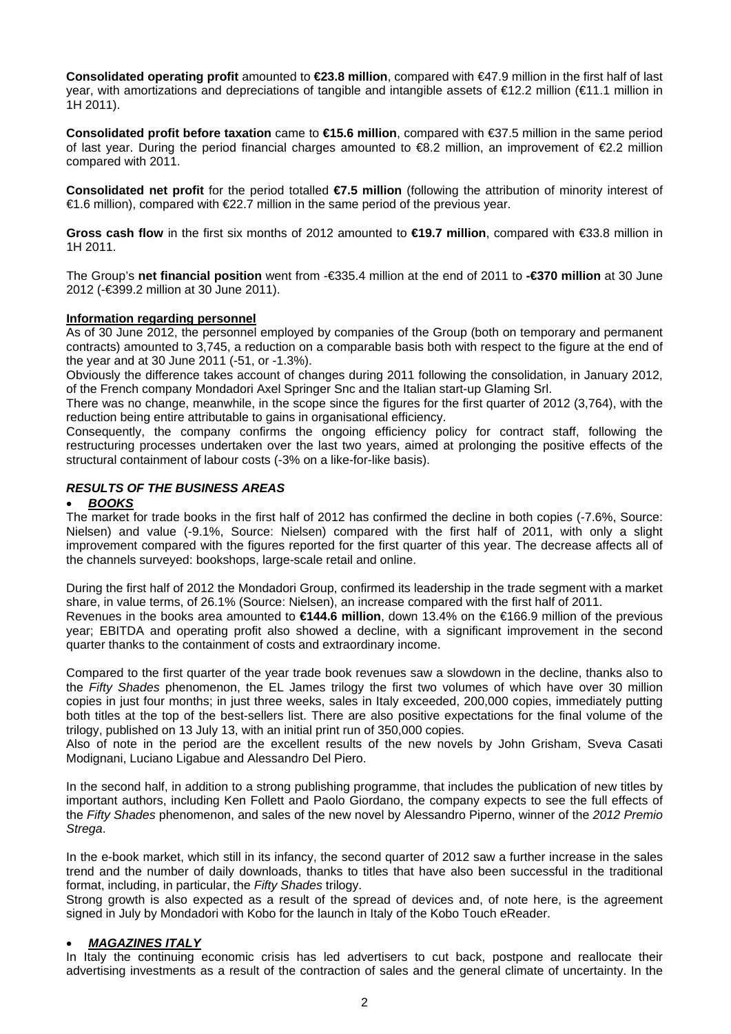**Consolidated operating profit** amounted to **€23.8 million**, compared with €47.9 million in the first half of last year, with amortizations and depreciations of tangible and intangible assets of €12.2 million (€11.1 million in 1H 2011).

**Consolidated profit before taxation** came to **€15.6 million**, compared with €37.5 million in the same period of last year. During the period financial charges amounted to €8.2 million, an improvement of €2.2 million compared with 2011.

**Consolidated net profit** for the period totalled **€7.5 million** (following the attribution of minority interest of €1.6 million), compared with €22.7 million in the same period of the previous year.

**Gross cash flow** in the first six months of 2012 amounted to **€19.7 million**, compared with €33.8 million in 1H 2011.

The Group's **net financial position** went from -€335.4 million at the end of 2011 to **-€370 million** at 30 June 2012 (-€399.2 million at 30 June 2011).

**Information regarding personnel**

As of 30 June 2012, the personnel employed by companies of the Group (both on temporary and permanent contracts) amounted to 3,745, a reduction on a comparable basis both with respect to the figure at the end of the year and at 30 June 2011 (-51, or -1.3%).

Obviously the difference takes account of changes during 2011 following the consolidation, in January 2012, of the French company Mondadori Axel Springer Snc and the Italian start-up Glaming Srl.

There was no change, meanwhile, in the scope since the figures for the first quarter of 2012 (3,764), with the reduction being entire attributable to gains in organisational efficiency.

Consequently, the company confirms the ongoing efficiency policy for contract staff, following the restructuring processes undertaken over the last two years, aimed at prolonging the positive effects of the structural containment of labour costs (-3% on a like-for-like basis).

## *RESULTS OF THE BUSINESS AREAS*

- ***BOOKS***

The market for trade books in the first half of 2012 has confirmed the decline in both copies (-7.6%, Source: Nielsen) and value (-9.1%, Source: Nielsen) compared with the first half of 2011, with only a slight improvement compared with the figures reported for the first quarter of this year. The decrease affects all of the channels surveyed: bookshops, large-scale retail and online.

During the first half of 2012 the Mondadori Group, confirmed its leadership in the trade segment with a market share, in value terms, of 26.1% (Source: Nielsen), an increase compared with the first half of 2011.

Revenues in the books area amounted to **€144.6 million**, down 13.4% on the €166.9 million of the previous year; EBITDA and operating profit also showed a decline, with a significant improvement in the second quarter thanks to the containment of costs and extraordinary income.

Compared to the first quarter of the year trade book revenues saw a slowdown in the decline, thanks also to the *Fifty Shades* phenomenon, the EL James trilogy the first two volumes of which have over 30 million copies in just four months; in just three weeks, sales in Italy exceeded, 200,000 copies, immediately putting both titles at the top of the best-sellers list. There are also positive expectations for the final volume of the trilogy, published on 13 July 13, with an initial print run of 350,000 copies.

Also of note in the period are the excellent results of the new novels by John Grisham, Sveva Casati Modignani, Luciano Ligabue and Alessandro Del Piero.

In the second half, in addition to a strong publishing programme, that includes the publication of new titles by important authors, including Ken Follett and Paolo Giordano, the company expects to see the full effects of the *Fifty Shades* phenomenon, and sales of the new novel by Alessandro Piperno, winner of the *2012 Premio Strega*.

In the e-book market, which still in its infancy, the second quarter of 2012 saw a further increase in the sales trend and the number of daily downloads, thanks to titles that have also been successful in the traditional format, including, in particular, the *Fifty Shades* trilogy.

Strong growth is also expected as a result of the spread of devices and, of note here, is the agreement signed in July by Mondadori with Kobo for the launch in Italy of the Kobo Touch eReader.

- ***MAGAZINES ITALY***

In Italy the continuing economic crisis has led advertisers to cut back, postpone and reallocate their advertising investments as a result of the contraction of sales and the general climate of uncertainty. In the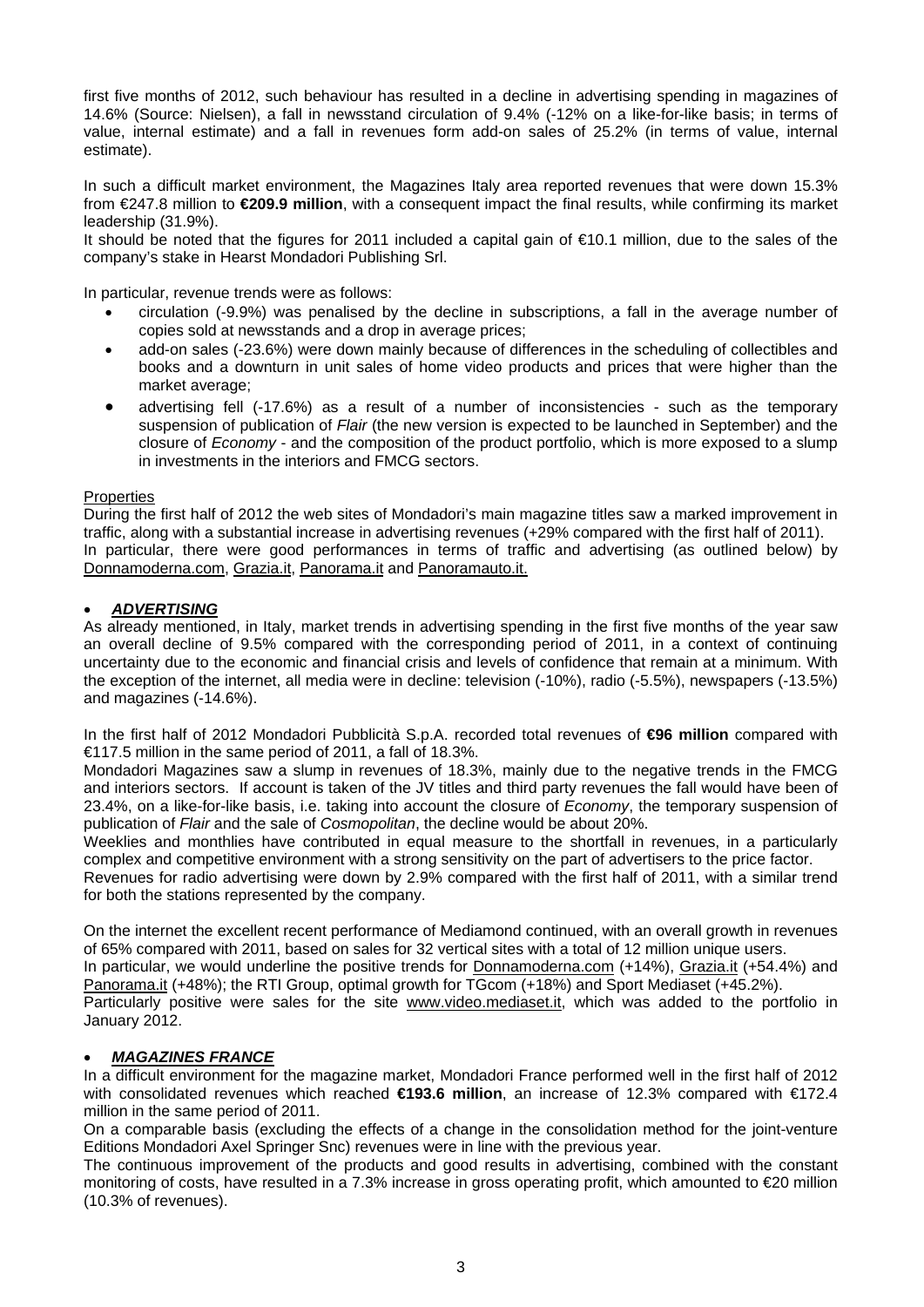first five months of 2012, such behaviour has resulted in a decline in advertising spending in magazines of 14.6% (Source: Nielsen), a fall in newsstand circulation of 9.4% (-12% on a like-for-like basis; in terms of value, internal estimate) and a fall in revenues form add-on sales of 25.2% (in terms of value, internal estimate).

In such a difficult market environment, the Magazines Italy area reported revenues that were down 15.3% from €247.8 million to **€209.9 million**, with a consequent impact the final results, while confirming its market leadership (31.9%).

It should be noted that the figures for 2011 included a capital gain of €10.1 million, due to the sales of the company's stake in Hearst Mondadori Publishing Srl.

In particular, revenue trends were as follows:

- circulation (-9.9%) was penalised by the decline in subscriptions, a fall in the average number of copies sold at newsstands and a drop in average prices;
- add-on sales (-23.6%) were down mainly because of differences in the scheduling of collectibles and books and a downturn in unit sales of home video products and prices that were higher than the market average;
- advertising fell (-17.6%) as a result of a number of inconsistencies - such as the temporary suspension of publication of *Flair* (the new version is expected to be launched in September) and the closure of *Economy* - and the composition of the product portfolio, which is more exposed to a slump in investments in the interiors and FMCG sectors.

Properties

During the first half of 2012 the web sites of Mondadori's main magazine titles saw a marked improvement in traffic, along with a substantial increase in advertising revenues (+29% compared with the first half of 2011).
In particular, there were good performances in terms of traffic and advertising (as outlined below) by Donnamoderna.com, Grazia.it, Panorama.it and Panoramauto.it.

- ***ADVERTISING***

As already mentioned, in Italy, market trends in advertising spending in the first five months of the year saw an overall decline of 9.5% compared with the corresponding period of 2011, in a context of continuing uncertainty due to the economic and financial crisis and levels of confidence that remain at a minimum. With the exception of the internet, all media were in decline: television (-10%), radio (-5.5%), newspapers (-13.5%) and magazines (-14.6%).

In the first half of 2012 Mondadori Pubblicità S.p.A. recorded total revenues of **€96 million** compared with €117.5 million in the same period of 2011, a fall of 18.3%.

Mondadori Magazines saw a slump in revenues of 18.3%, mainly due to the negative trends in the FMCG and interiors sectors. If account is taken of the JV titles and third party revenues the fall would have been of 23.4%, on a like-for-like basis, i.e. taking into account the closure of *Economy*, the temporary suspension of publication of *Flair* and the sale of *Cosmopolitan*, the decline would be about 20%.

Weeklies and monthlies have contributed in equal measure to the shortfall in revenues, in a particularly complex and competitive environment with a strong sensitivity on the part of advertisers to the price factor.

Revenues for radio advertising were down by 2.9% compared with the first half of 2011, with a similar trend for both the stations represented by the company.

On the internet the excellent recent performance of Mediamond continued, with an overall growth in revenues of 65% compared with 2011, based on sales for 32 vertical sites with a total of 12 million unique users.

In particular, we would underline the positive trends for Donnamoderna.com (+14%), Grazia.it (+54.4%) and Panorama.it (+48%); the RTI Group, optimal growth for TGcom (+18%) and Sport Mediaset (+45.2%).

Particularly positive were sales for the site www.video.mediaset.it, which was added to the portfolio in January 2012.

- ***MAGAZINES FRANCE***

In a difficult environment for the magazine market, Mondadori France performed well in the first half of 2012 with consolidated revenues which reached **€193.6 million**, an increase of 12.3% compared with €172.4 million in the same period of 2011.

On a comparable basis (excluding the effects of a change in the consolidation method for the joint-venture Editions Mondadori Axel Springer Snc) revenues were in line with the previous year.

The continuous improvement of the products and good results in advertising, combined with the constant monitoring of costs, have resulted in a 7.3% increase in gross operating profit, which amounted to €20 million (10.3% of revenues).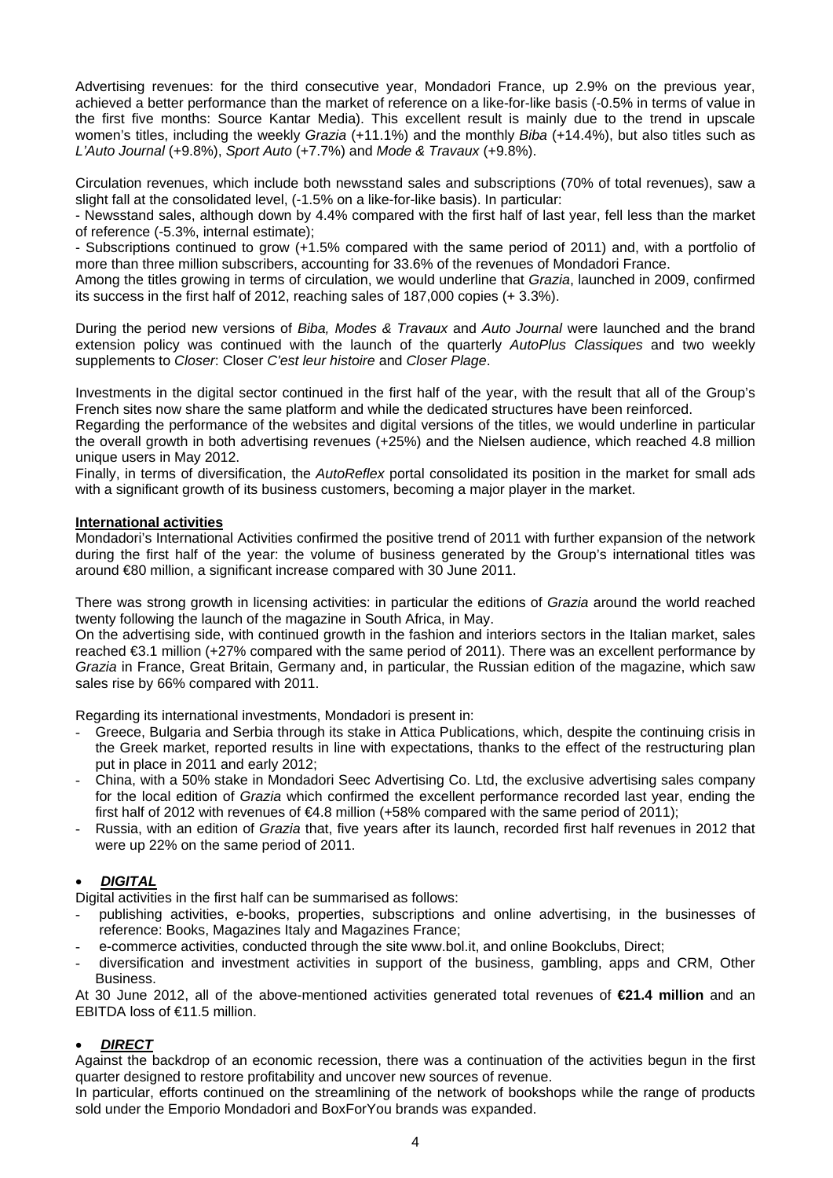Advertising revenues: for the third consecutive year, Mondadori France, up 2.9% on the previous year, achieved a better performance than the market of reference on a like-for-like basis (-0.5% in terms of value in the first five months: Source Kantar Media). This excellent result is mainly due to the trend in upscale women's titles, including the weekly *Grazia* (+11.1%) and the monthly *Biba* (+14.4%), but also titles such as *L'Auto Journal* (+9.8%), *Sport Auto* (+7.7%) and *Mode & Travaux* (+9.8%).

Circulation revenues, which include both newsstand sales and subscriptions (70% of total revenues), saw a slight fall at the consolidated level, (-1.5% on a like-for-like basis). In particular:

- Newsstand sales, although down by 4.4% compared with the first half of last year, fell less than the market of reference (-5.3%, internal estimate);
- Subscriptions continued to grow (+1.5% compared with the same period of 2011) and, with a portfolio of more than three million subscribers, accounting for 33.6% of the revenues of Mondadori France.

Among the titles growing in terms of circulation, we would underline that *Grazia*, launched in 2009, confirmed its success in the first half of 2012, reaching sales of 187,000 copies (+ 3.3%).

During the period new versions of *Biba, Modes & Travaux* and *Auto Journal* were launched and the brand extension policy was continued with the launch of the quarterly *AutoPlus Classiques* and two weekly supplements to *Closer*: Closer *C'est leur histoire* and *Closer Plage*.

Investments in the digital sector continued in the first half of the year, with the result that all of the Group's French sites now share the same platform and while the dedicated structures have been reinforced.

Regarding the performance of the websites and digital versions of the titles, we would underline in particular the overall growth in both advertising revenues (+25%) and the Nielsen audience, which reached 4.8 million unique users in May 2012.

Finally, in terms of diversification, the *AutoReflex* portal consolidated its position in the market for small ads with a significant growth of its business customers, becoming a major player in the market.

**International activities**

Mondadori's International Activities confirmed the positive trend of 2011 with further expansion of the network during the first half of the year: the volume of business generated by the Group's international titles was around €80 million, a significant increase compared with 30 June 2011.

There was strong growth in licensing activities: in particular the editions of *Grazia* around the world reached twenty following the launch of the magazine in South Africa, in May.

On the advertising side, with continued growth in the fashion and interiors sectors in the Italian market, sales reached €3.1 million (+27% compared with the same period of 2011). There was an excellent performance by *Grazia* in France, Great Britain, Germany and, in particular, the Russian edition of the magazine, which saw sales rise by 66% compared with 2011.

Regarding its international investments, Mondadori is present in:

- Greece, Bulgaria and Serbia through its stake in Attica Publications, which, despite the continuing crisis in the Greek market, reported results in line with expectations, thanks to the effect of the restructuring plan put in place in 2011 and early 2012;
- China, with a 50% stake in Mondadori Seec Advertising Co. Ltd, the exclusive advertising sales company for the local edition of *Grazia* which confirmed the excellent performance recorded last year, ending the first half of 2012 with revenues of €4.8 million (+58% compared with the same period of 2011);
- Russia, with an edition of *Grazia* that, five years after its launch, recorded first half revenues in 2012 that were up 22% on the same period of 2011.

- ***DIGITAL***

Digital activities in the first half can be summarised as follows:

- publishing activities, e-books, properties, subscriptions and online advertising, in the businesses of reference: Books, Magazines Italy and Magazines France;
- e-commerce activities, conducted through the site www.bol.it, and online Bookclubs, Direct;
- diversification and investment activities in support of the business, gambling, apps and CRM, Other Business.

At 30 June 2012, all of the above-mentioned activities generated total revenues of **€21.4 million** and an EBITDA loss of €11.5 million.

- ***DIRECT***

Against the backdrop of an economic recession, there was a continuation of the activities begun in the first quarter designed to restore profitability and uncover new sources of revenue.

In particular, efforts continued on the streamlining of the network of bookshops while the range of products sold under the Emporio Mondadori and BoxForYou brands was expanded.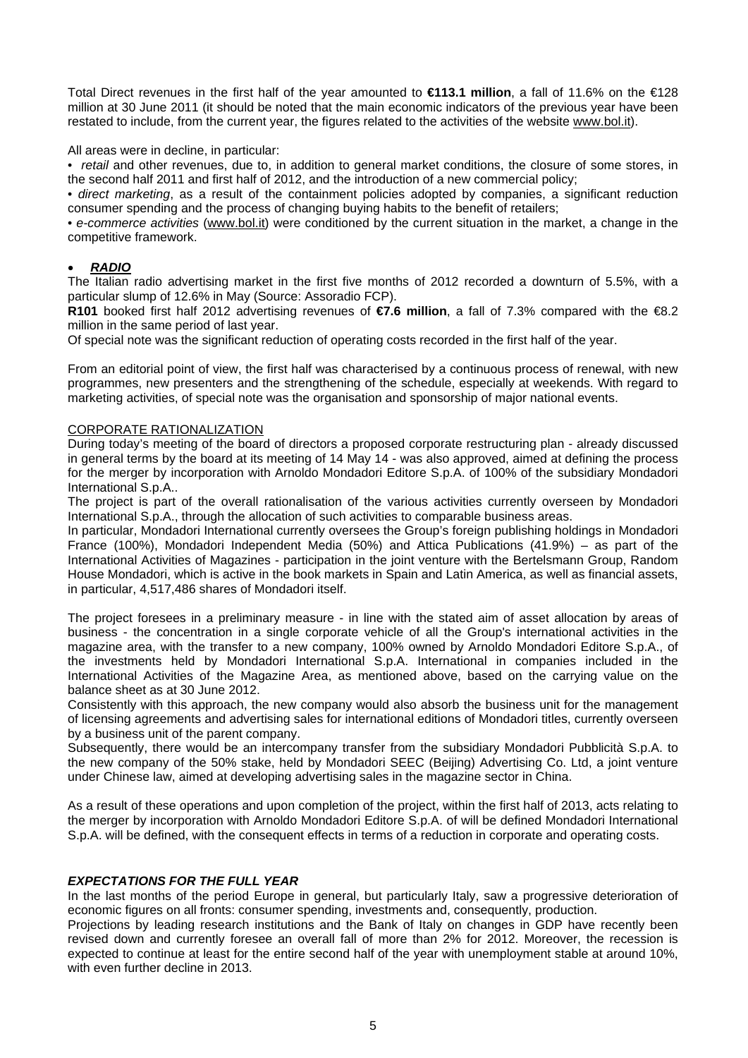Total Direct revenues in the first half of the year amounted to **€113.1 million**, a fall of 11.6% on the €128 million at 30 June 2011 (it should be noted that the main economic indicators of the previous year have been restated to include, from the current year, the figures related to the activities of the website www.bol.it).

All areas were in decline, in particular:

- *retail* and other revenues, due to, in addition to general market conditions, the closure of some stores, in the second half 2011 and first half of 2012, and the introduction of a new commercial policy;
- *direct marketing*, as a result of the containment policies adopted by companies, a significant reduction consumer spending and the process of changing buying habits to the benefit of retailers;
- *e-commerce activities* (www.bol.it) were conditioned by the current situation in the market, a change in the competitive framework.

- ***RADIO***

The Italian radio advertising market in the first five months of 2012 recorded a downturn of 5.5%, with a particular slump of 12.6% in May (Source: Assoradio FCP).

**R101** booked first half 2012 advertising revenues of **€7.6 million**, a fall of 7.3% compared with the €8.2 million in the same period of last year.

Of special note was the significant reduction of operating costs recorded in the first half of the year.

From an editorial point of view, the first half was characterised by a continuous process of renewal, with new programmes, new presenters and the strengthening of the schedule, especially at weekends. With regard to marketing activities, of special note was the organisation and sponsorship of major national events.

CORPORATE RATIONALIZATION

During today's meeting of the board of directors a proposed corporate restructuring plan - already discussed in general terms by the board at its meeting of 14 May 14 - was also approved, aimed at defining the process for the merger by incorporation with Arnoldo Mondadori Editore S.p.A. of 100% of the subsidiary Mondadori International S.p.A..

The project is part of the overall rationalisation of the various activities currently overseen by Mondadori International S.p.A., through the allocation of such activities to comparable business areas.

In particular, Mondadori International currently oversees the Group's foreign publishing holdings in Mondadori France (100%), Mondadori Independent Media (50%) and Attica Publications (41.9%) – as part of the International Activities of Magazines - participation in the joint venture with the Bertelsmann Group, Random House Mondadori, which is active in the book markets in Spain and Latin America, as well as financial assets, in particular, 4,517,486 shares of Mondadori itself.

The project foresees in a preliminary measure - in line with the stated aim of asset allocation by areas of business - the concentration in a single corporate vehicle of all the Group's international activities in the magazine area, with the transfer to a new company, 100% owned by Arnoldo Mondadori Editore S.p.A., of the investments held by Mondadori International S.p.A. International in companies included in the International Activities of the Magazine Area, as mentioned above, based on the carrying value on the balance sheet as at 30 June 2012.

Consistently with this approach, the new company would also absorb the business unit for the management of licensing agreements and advertising sales for international editions of Mondadori titles, currently overseen by a business unit of the parent company.

Subsequently, there would be an intercompany transfer from the subsidiary Mondadori Pubblicità S.p.A. to the new company of the 50% stake, held by Mondadori SEEC (Beijing) Advertising Co. Ltd, a joint venture under Chinese law, aimed at developing advertising sales in the magazine sector in China.

As a result of these operations and upon completion of the project, within the first half of 2013, acts relating to the merger by incorporation with Arnoldo Mondadori Editore S.p.A. of will be defined Mondadori International S.p.A. will be defined, with the consequent effects in terms of a reduction in corporate and operating costs.

***EXPECTATIONS FOR THE FULL YEAR***

In the last months of the period Europe in general, but particularly Italy, saw a progressive deterioration of economic figures on all fronts: consumer spending, investments and, consequently, production.

Projections by leading research institutions and the Bank of Italy on changes in GDP have recently been revised down and currently foresee an overall fall of more than 2% for 2012. Moreover, the recession is expected to continue at least for the entire second half of the year with unemployment stable at around 10%, with even further decline in 2013.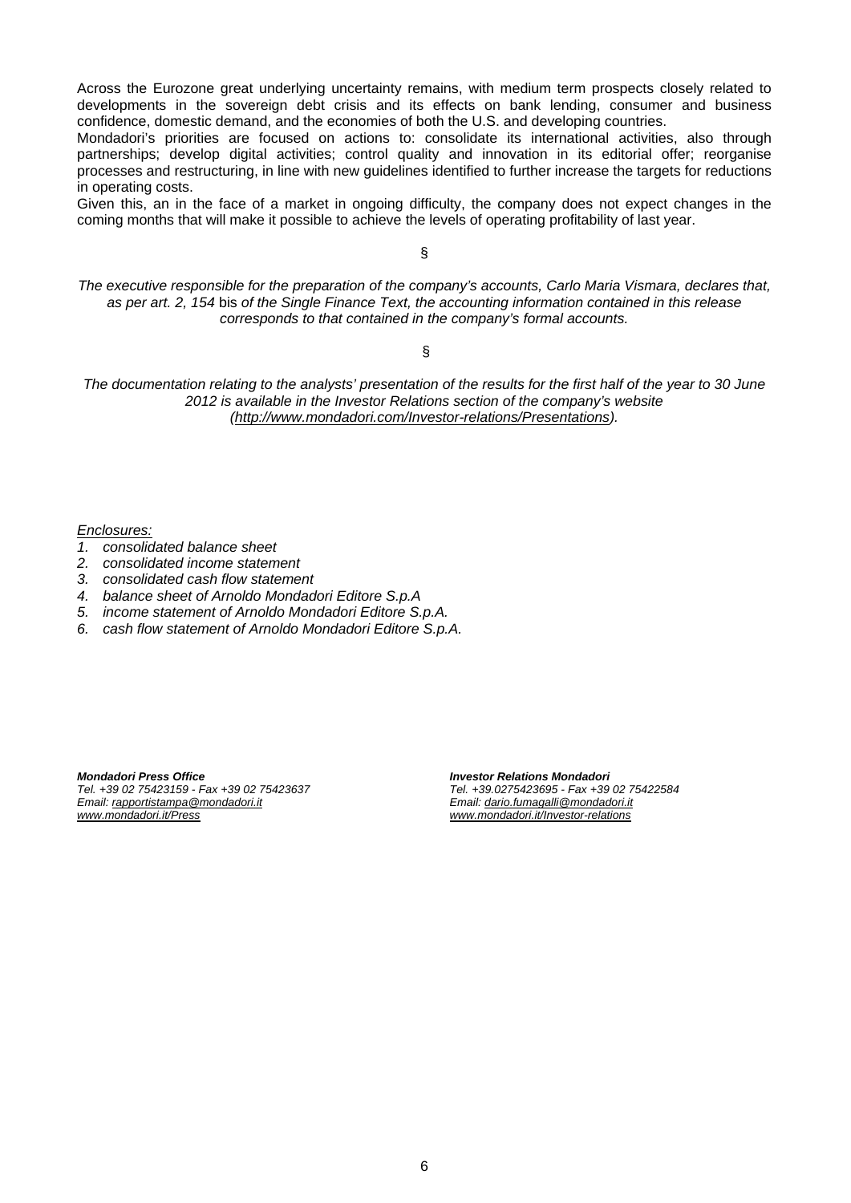Across the Eurozone great underlying uncertainty remains, with medium term prospects closely related to developments in the sovereign debt crisis and its effects on bank lending, consumer and business confidence, domestic demand, and the economies of both the U.S. and developing countries.

Mondadori's priorities are focused on actions to: consolidate its international activities, also through partnerships; develop digital activities; control quality and innovation in its editorial offer; reorganise processes and restructuring, in line with new guidelines identified to further increase the targets for reductions in operating costs.

Given this, an in the face of a market in ongoing difficulty, the company does not expect changes in the coming months that will make it possible to achieve the levels of operating profitability of last year.

§

*The executive responsible for the preparation of the company's accounts, Carlo Maria Vismara, declares that, as per art. 2, 154* bis *of the Single Finance Text, the accounting information contained in this release corresponds to that contained in the company's formal accounts.*

§

*The documentation relating to the analysts' presentation of the results for the first half of the year to 30 June 2012 is available in the Investor Relations section of the company's website (http://www.mondadori.com/Investor-relations/Presentations).*

*Enclosures:*

1. *consolidated balance sheet*
2. *consolidated income statement*
3. *consolidated cash flow statement*
4. *balance sheet of Arnoldo Mondadori Editore S.p.A*
5. *income statement of Arnoldo Mondadori Editore S.p.A.*
6. *cash flow statement of Arnoldo Mondadori Editore S.p.A.*

***Mondadori Press Office***
*Tel. +39 02 75423159 - Fax +39 02 75423637*
*Email: rapportistampa@mondadori.it*
*www.mondadori.it/Press*

***Investor Relations Mondadori***
*Tel. +39.0275423695 - Fax +39 02 75422584*
*Email: dario.fumagalli@mondadori.it*
*www.mondadori.it/Investor-relations*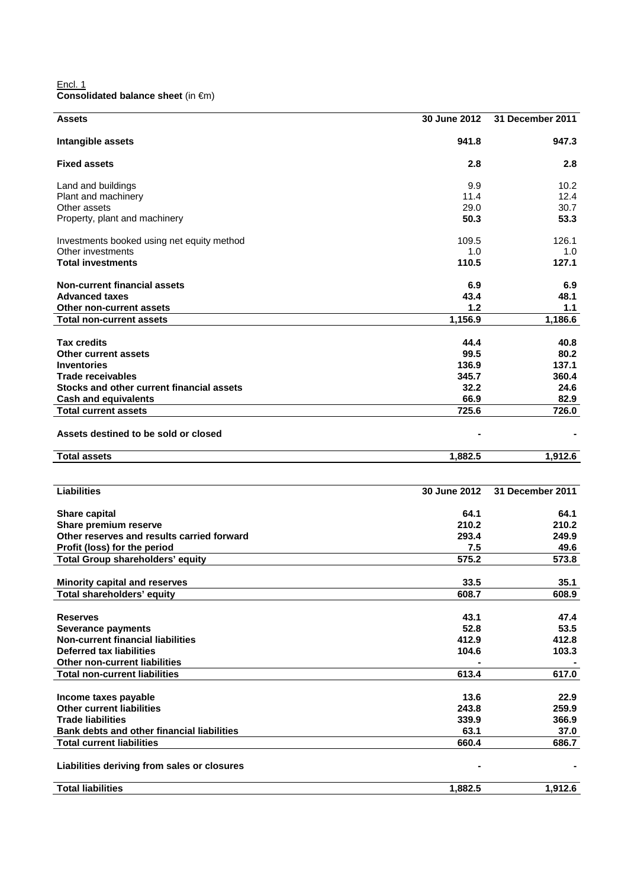Encl. 1

**Consolidated balance sheet** (in €m)

| **Assets** | **30 June 2012** | **31 December 2011** |
|---|---|---|
| **Intangible assets** | **941.8** | **947.3** |
| **Fixed assets** | **2.8** | **2.8** |
| Land and buildings | 9.9 | 10.2 |
| Plant and machinery | 11.4 | 12.4 |
| Other assets | 29.0 | 30.7 |
| Property, plant and machinery | **50.3** | **53.3** |
| Investments booked using net equity method | 109.5 | 126.1 |
| Other investments | 1.0 | 1.0 |
| **Total investments** | **110.5** | **127.1** |
| **Non-current financial assets** | **6.9** | **6.9** |
| **Advanced taxes** | **43.4** | **48.1** |
| **Other non-current assets** | **1.2** | **1.1** |
| **Total non-current assets** | **1,156.9** | **1,186.6** |
| **Tax credits** | **44.4** | **40.8** |
| **Other current assets** | **99.5** | **80.2** |
| **Inventories** | **136.9** | **137.1** |
| **Trade receivables** | **345.7** | **360.4** |
| **Stocks and other current financial assets** | **32.2** | **24.6** |
| **Cash and equivalents** | **66.9** | **82.9** |
| **Total current assets** | **725.6** | **726.0** |
| **Assets destined to be sold or closed** | **-** | **-** |
| **Total assets** | **1,882.5** | **1,912.6** |

| **Liabilities** | **30 June 2012** | **31 December 2011** |
|---|---|---|
| **Share capital** | **64.1** | **64.1** |
| **Share premium reserve** | **210.2** | **210.2** |
| **Other reserves and results carried forward** | **293.4** | **249.9** |
| **Profit (loss) for the period** | **7.5** | **49.6** |
| **Total Group shareholders' equity** | **575.2** | **573.8** |
| **Minority capital and reserves** | **33.5** | **35.1** |
| **Total shareholders' equity** | **608.7** | **608.9** |
| **Reserves** | **43.1** | **47.4** |
| **Severance payments** | **52.8** | **53.5** |
| **Non-current financial liabilities** | **412.9** | **412.8** |
| **Deferred tax liabilities** | **104.6** | **103.3** |
| **Other non-current liabilities** | **-** | **-** |
| **Total non-current liabilities** | **613.4** | **617.0** |
| **Income taxes payable** | **13.6** | **22.9** |
| **Other current liabilities** | **243.8** | **259.9** |
| **Trade liabilities** | **339.9** | **366.9** |
| **Bank debts and other financial liabilities** | **63.1** | **37.0** |
| **Total current liabilities** | **660.4** | **686.7** |
| **Liabilities deriving from sales or closures** | **-** | **-** |
| **Total liabilities** | **1,882.5** | **1,912.6** |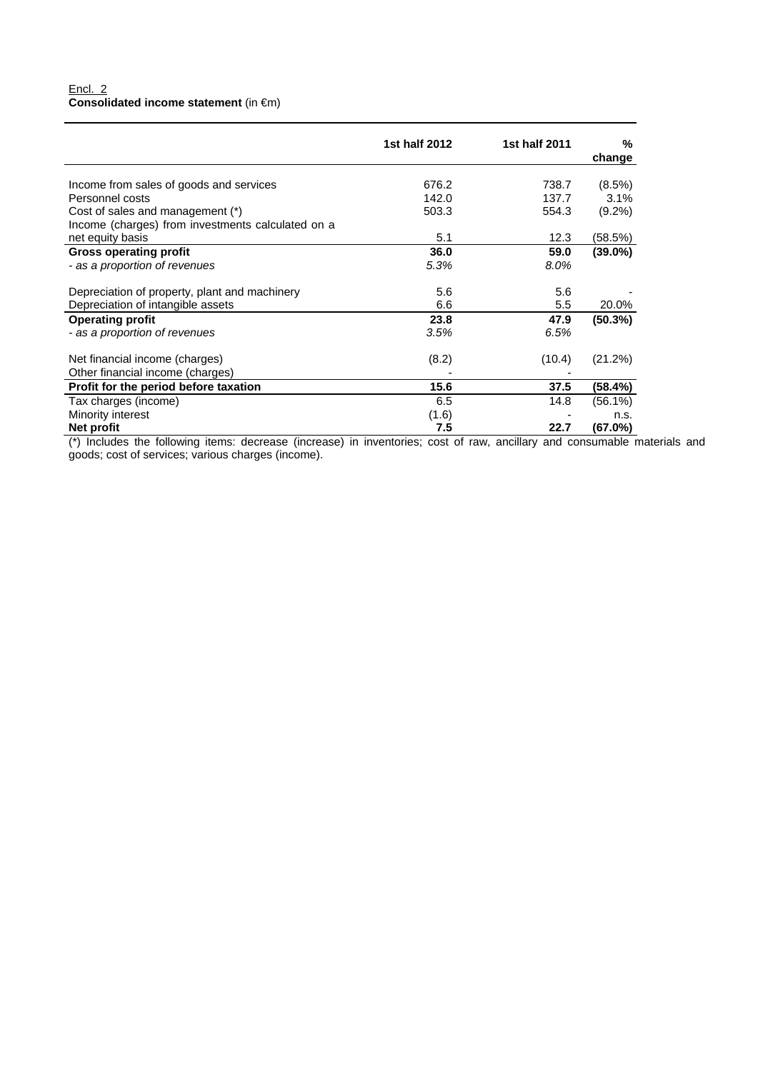Encl. 2

**Consolidated income statement** (in €m)

| | 1st half 2012 | 1st half 2011 | % change |
|---|---|---|---|
| Income from sales of goods and services | 676.2 | 738.7 | (8.5%) |
| Personnel costs | 142.0 | 137.7 | 3.1% |
| Cost of sales and management (*) | 503.3 | 554.3 | (9.2%) |
| Income (charges) from investments calculated on a net equity basis | 5.1 | 12.3 | (58.5%) |
| **Gross operating profit** | **36.0** | **59.0** | **(39.0%)** |
| *- as a proportion of revenues* | *5.3%* | *8.0%* | |
| Depreciation of property, plant and machinery | 5.6 | 5.6 | - |
| Depreciation of intangible assets | 6.6 | 5.5 | 20.0% |
| **Operating profit** | **23.8** | **47.9** | **(50.3%)** |
| *- as a proportion of revenues* | *3.5%* | *6.5%* | |
| Net financial income (charges) | (8.2) | (10.4) | (21.2%) |
| Other financial income (charges) | - | - | |
| **Profit for the period before taxation** | **15.6** | **37.5** | **(58.4%)** |
| Tax charges (income) | 6.5 | 14.8 | (56.1%) |
| Minority interest | (1.6) | - | n.s. |
| **Net profit** | **7.5** | **22.7** | **(67.0%)** |

(*) Includes the following items: decrease (increase) in inventories; cost of raw, ancillary and consumable materials and goods; cost of services; various charges (income).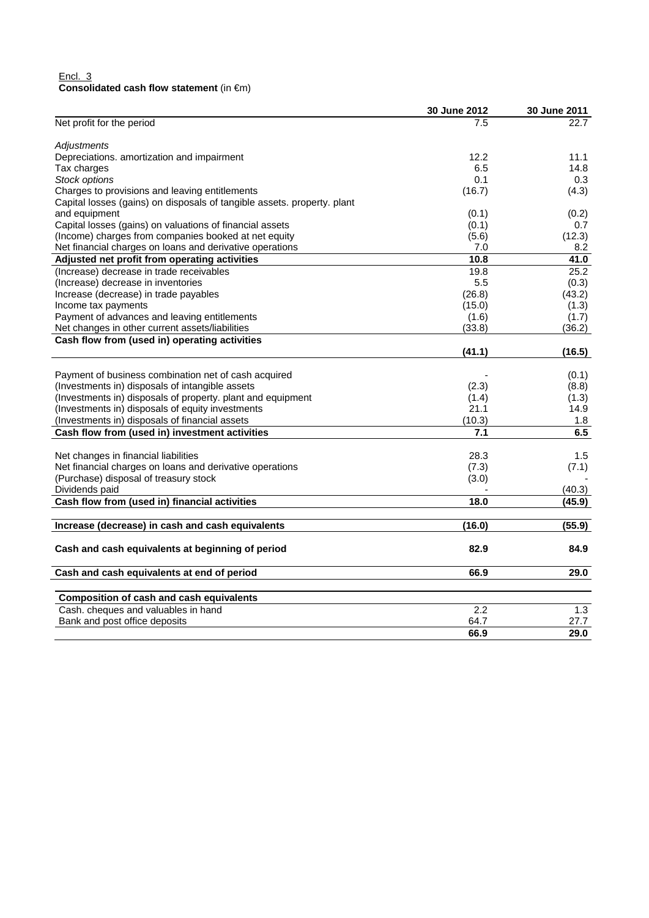Encl. 3

**Consolidated cash flow statement** (in €m)

| | 30 June 2012 | 30 June 2011 |
|---|---|---|
| Net profit for the period | 7.5 | 22.7 |
| *Adjustments* | | |
| Depreciations. amortization and impairment | 12.2 | 11.1 |
| Tax charges | 6.5 | 14.8 |
| *Stock options* | 0.1 | 0.3 |
| Charges to provisions and leaving entitlements | (16.7) | (4.3) |
| Capital losses (gains) on disposals of tangible assets. property. plant and equipment | (0.1) | (0.2) |
| Capital losses (gains) on valuations of financial assets | (0.1) | 0.7 |
| (Income) charges from companies booked at net equity | (5.6) | (12.3) |
| Net financial charges on loans and derivative operations | 7.0 | 8.2 |
| **Adjusted net profit from operating activities** | **10.8** | **41.0** |
| (Increase) decrease in trade receivables | 19.8 | 25.2 |
| (Increase) decrease in inventories | 5.5 | (0.3) |
| Increase (decrease) in trade payables | (26.8) | (43.2) |
| Income tax payments | (15.0) | (1.3) |
| Payment of advances and leaving entitlements | (1.6) | (1.7) |
| Net changes in other current assets/liabilities | (33.8) | (36.2) |
| **Cash flow from (used in) operating activities** | **(41.1)** | **(16.5)** |
| Payment of business combination net of cash acquired | - | (0.1) |
| (Investments in) disposals of intangible assets | (2.3) | (8.8) |
| (Investments in) disposals of property. plant and equipment | (1.4) | (1.3) |
| (Investments in) disposals of equity investments | 21.1 | 14.9 |
| (Investments in) disposals of financial assets | (10.3) | 1.8 |
| **Cash flow from (used in) investment activities** | **7.1** | **6.5** |
| Net changes in financial liabilities | 28.3 | 1.5 |
| Net financial charges on loans and derivative operations | (7.3) | (7.1) |
| (Purchase) disposal of treasury stock | (3.0) | - |
| Dividends paid | - | (40.3) |
| **Cash flow from (used in) financial activities** | **18.0** | **(45.9)** |
| **Increase (decrease) in cash and cash equivalents** | **(16.0)** | **(55.9)** |
| **Cash and cash equivalents at beginning of period** | **82.9** | **84.9** |
| **Cash and cash equivalents at end of period** | **66.9** | **29.0** |

| **Composition of cash and cash equivalents** | | |
|---|---|---|
| Cash. cheques and valuables in hand | 2.2 | 1.3 |
| Bank and post office deposits | 64.7 | 27.7 |
| | **66.9** | **29.0** |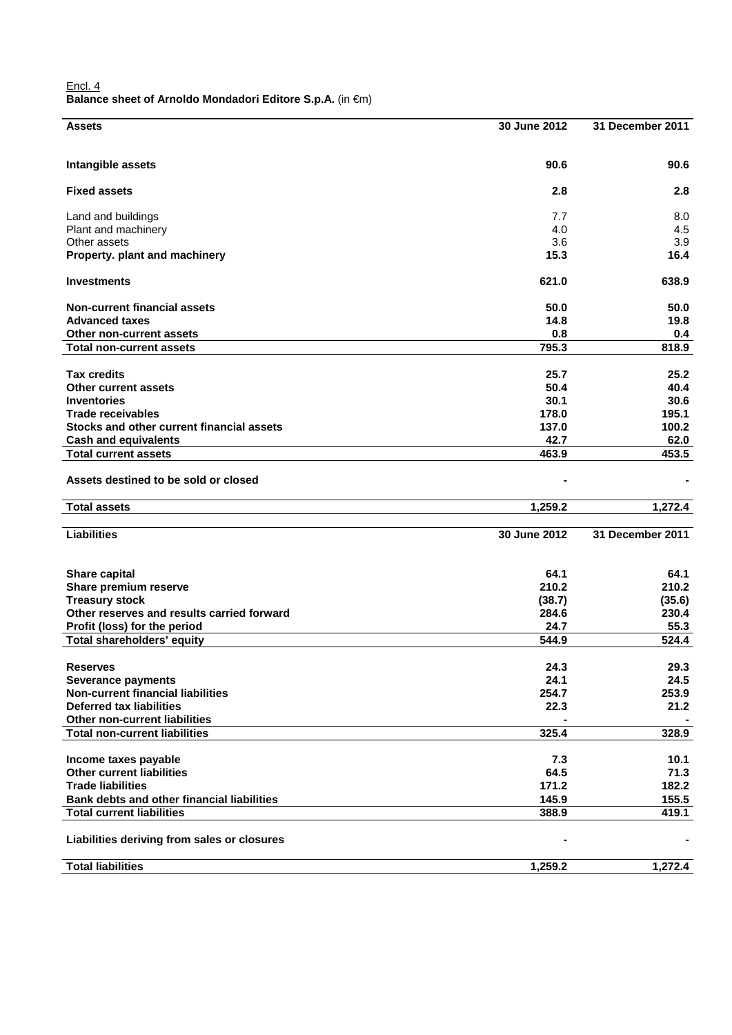Encl. 4

**Balance sheet of Arnoldo Mondadori Editore S.p.A.** (in €m)

| **Assets** | **30 June 2012** | **31 December 2011** |
|---|---|---|
| **Intangible assets** | **90.6** | **90.6** |
| **Fixed assets** | **2.8** | **2.8** |
| Land and buildings | 7.7 | 8.0 |
| Plant and machinery | 4.0 | 4.5 |
| Other assets | 3.6 | 3.9 |
| **Property. plant and machinery** | **15.3** | **16.4** |
| **Investments** | **621.0** | **638.9** |
| **Non-current financial assets** | **50.0** | **50.0** |
| **Advanced taxes** | **14.8** | **19.8** |
| **Other non-current assets** | **0.8** | **0.4** |
| **Total non-current assets** | **795.3** | **818.9** |
| **Tax credits** | **25.7** | **25.2** |
| **Other current assets** | **50.4** | **40.4** |
| **Inventories** | **30.1** | **30.6** |
| **Trade receivables** | **178.0** | **195.1** |
| **Stocks and other current financial assets** | **137.0** | **100.2** |
| **Cash and equivalents** | **42.7** | **62.0** |
| **Total current assets** | **463.9** | **453.5** |
| **Assets destined to be sold or closed** | **-** | **-** |
| **Total assets** | **1,259.2** | **1,272.4** |

| **Liabilities** | **30 June 2012** | **31 December 2011** |
|---|---|---|
| **Share capital** | **64.1** | **64.1** |
| **Share premium reserve** | **210.2** | **210.2** |
| **Treasury stock** | **(38.7)** | **(35.6)** |
| **Other reserves and results carried forward** | **284.6** | **230.4** |
| **Profit (loss) for the period** | **24.7** | **55.3** |
| **Total shareholders' equity** | **544.9** | **524.4** |
| **Reserves** | **24.3** | **29.3** |
| **Severance payments** | **24.1** | **24.5** |
| **Non-current financial liabilities** | **254.7** | **253.9** |
| **Deferred tax liabilities** | **22.3** | **21.2** |
| **Other non-current liabilities** | **-** | **-** |
| **Total non-current liabilities** | **325.4** | **328.9** |
| **Income taxes payable** | **7.3** | **10.1** |
| **Other current liabilities** | **64.5** | **71.3** |
| **Trade liabilities** | **171.2** | **182.2** |
| **Bank debts and other financial liabilities** | **145.9** | **155.5** |
| **Total current liabilities** | **388.9** | **419.1** |
| **Liabilities deriving from sales or closures** | **-** | **-** |
| **Total liabilities** | **1,259.2** | **1,272.4** |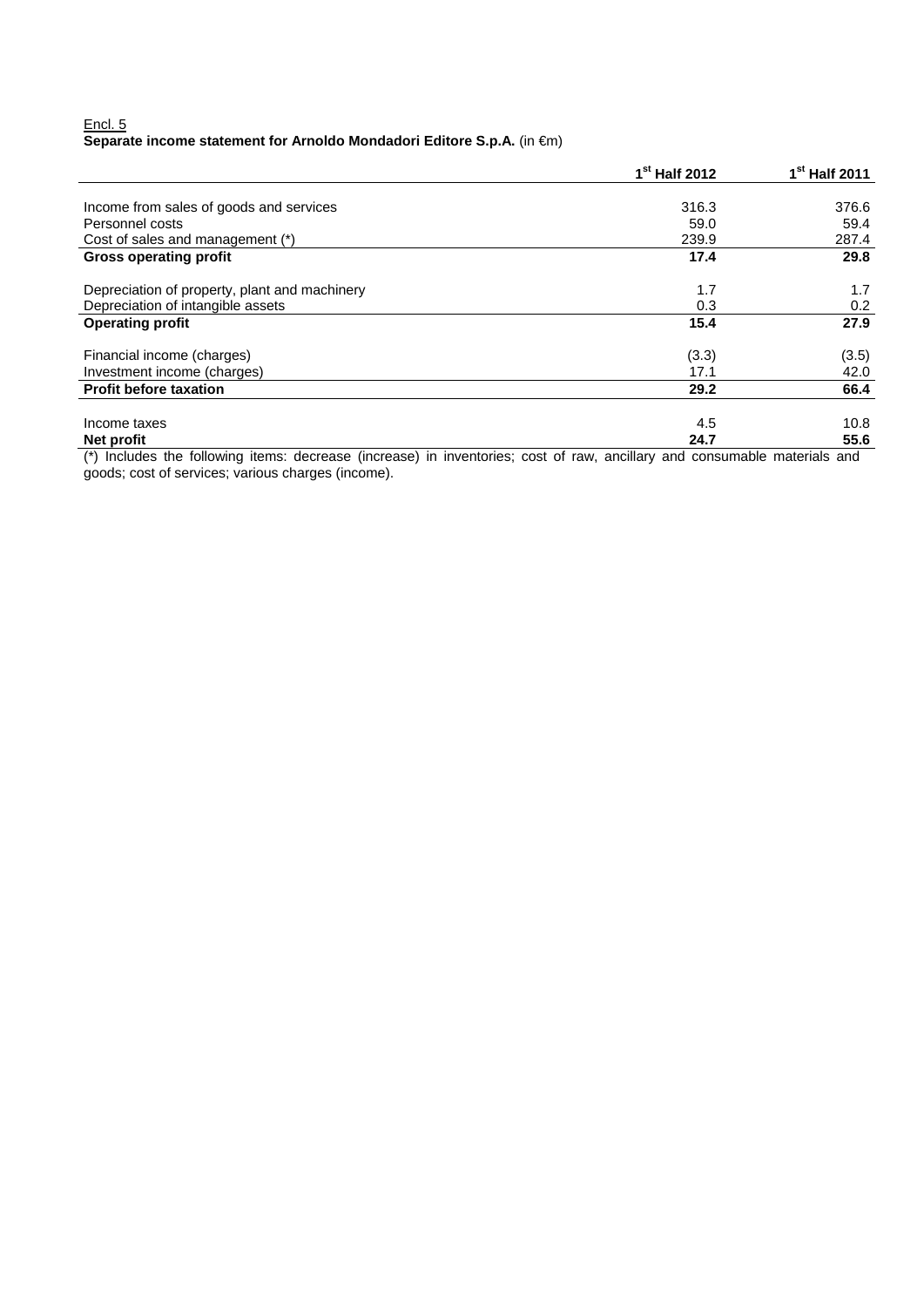Encl. 5

**Separate income statement for Arnoldo Mondadori Editore S.p.A.** (in €m)

| | 1st Half 2012 | 1st Half 2011 |
|---|---|---|
| Income from sales of goods and services | 316.3 | 376.6 |
| Personnel costs | 59.0 | 59.4 |
| Cost of sales and management (*) | 239.9 | 287.4 |
| **Gross operating profit** | **17.4** | **29.8** |
| Depreciation of property, plant and machinery | 1.7 | 1.7 |
| Depreciation of intangible assets | 0.3 | 0.2 |
| **Operating profit** | **15.4** | **27.9** |
| Financial income (charges) | (3.3) | (3.5) |
| Investment income (charges) | 17.1 | 42.0 |
| **Profit before taxation** | **29.2** | **66.4** |
| Income taxes | 4.5 | 10.8 |
| **Net profit** | **24.7** | **55.6** |

(*) Includes the following items: decrease (increase) in inventories; cost of raw, ancillary and consumable materials and goods; cost of services; various charges (income).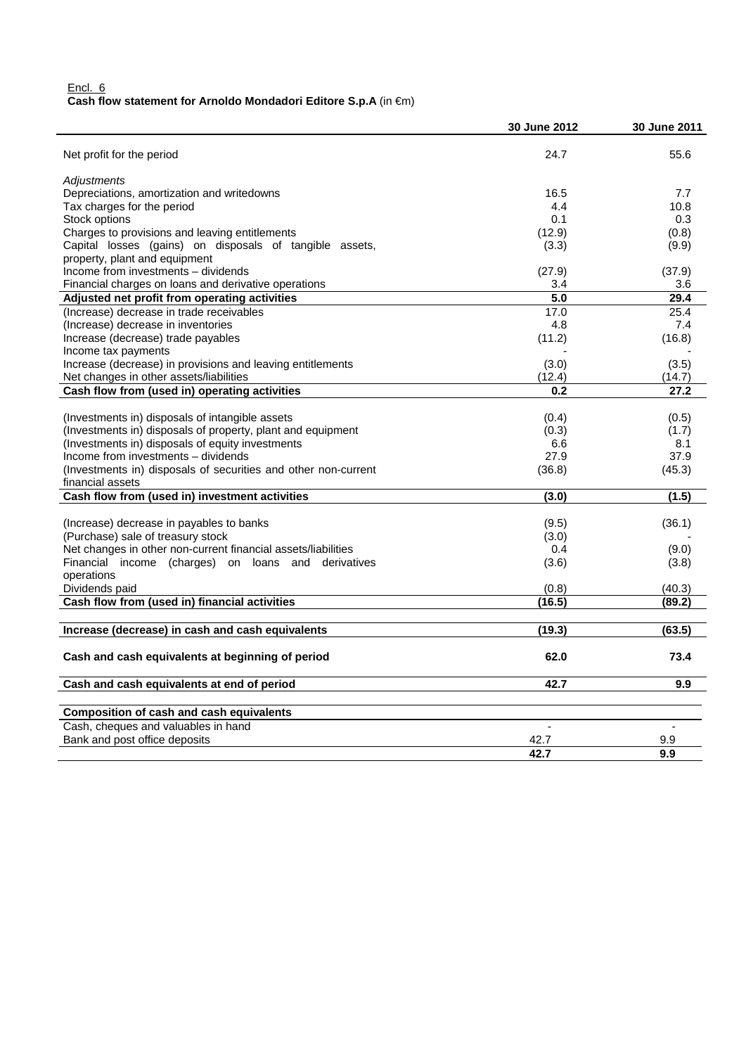Encl. 6

**Cash flow statement for Arnoldo Mondadori Editore S.p.A** (in €m)

| | 30 June 2012 | 30 June 2011 |
|---|---|---|
| Net profit for the period | 24.7 | 55.6 |
| *Adjustments* | | |
| Depreciations, amortization and writedowns | 16.5 | 7.7 |
| Tax charges for the period | 4.4 | 10.8 |
| Stock options | 0.1 | 0.3 |
| Charges to provisions and leaving entitlements | (12.9) | (0.8) |
| Capital losses (gains) on disposals of tangible assets, property, plant and equipment | (3.3) | (9.9) |
| Income from investments – dividends | (27.9) | (37.9) |
| Financial charges on loans and derivative operations | 3.4 | 3.6 |
| **Adjusted net profit from operating activities** | **5.0** | **29.4** |
| (Increase) decrease in trade receivables | 17.0 | 25.4 |
| (Increase) decrease in inventories | 4.8 | 7.4 |
| Increase (decrease) trade payables | (11.2) | (16.8) |
| Income tax payments | - | - |
| Increase (decrease) in provisions and leaving entitlements | (3.0) | (3.5) |
| Net changes in other assets/liabilities | (12.4) | (14.7) |
| **Cash flow from (used in) operating activities** | **0.2** | **27.2** |
| (Investments in) disposals of intangible assets | (0.4) | (0.5) |
| (Investments in) disposals of property, plant and equipment | (0.3) | (1.7) |
| (Investments in) disposals of equity investments | 6.6 | 8.1 |
| Income from investments – dividends | 27.9 | 37.9 |
| (Investments in) disposals of securities and other non-current financial assets | (36.8) | (45.3) |
| **Cash flow from (used in) investment activities** | **(3.0)** | **(1.5)** |
| (Increase) decrease in payables to banks | (9.5) | (36.1) |
| (Purchase) sale of treasury stock | (3.0) | - |
| Net changes in other non-current financial assets/liabilities | 0.4 | (9.0) |
| Financial income (charges) on loans and derivatives operations | (3.6) | (3.8) |
| Dividends paid | (0.8) | (40.3) |
| **Cash flow from (used in) financial activities** | **(16.5)** | **(89.2)** |
| **Increase (decrease) in cash and cash equivalents** | **(19.3)** | **(63.5)** |
| **Cash and cash equivalents at beginning of period** | **62.0** | **73.4** |
| **Cash and cash equivalents at end of period** | **42.7** | **9.9** |

| **Composition of cash and cash equivalents** | | |
|---|---|---|
| Cash, cheques and valuables in hand | - | - |
| Bank and post office deposits | 42.7 | 9.9 |
| | **42.7** | **9.9** |